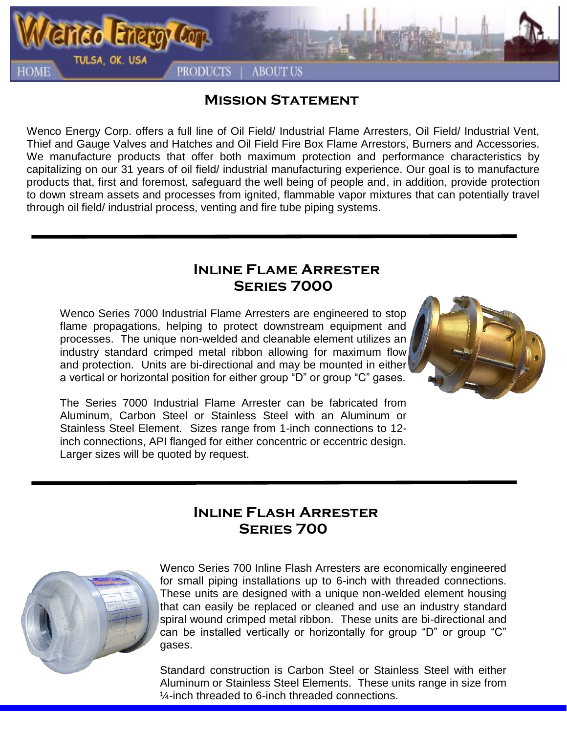Wenco Energy Corp.

TULSA, OK. USA

HOME | PRODUCTS | ABOUT US

## Mission Statement

Wenco Energy Corp. offers a full line of Oil Field/ Industrial Flame Arresters, Oil Field/ Industrial Vent, Thief and Gauge Valves and Hatches and Oil Field Fire Box Flame Arrestors, Burners and Accessories. We manufacture products that offer both maximum protection and performance characteristics by capitalizing on our 31 years of oil field/ industrial manufacturing experience. Our goal is to manufacture products that, first and foremost, safeguard the well being of people and, in addition, provide protection to down stream assets and processes from ignited, flammable vapor mixtures that can potentially travel through oil field/ industrial process, venting and fire tube piping systems.

---

## Inline Flame Arrester Series 7000

Wenco Series 7000 Industrial Flame Arresters are engineered to stop flame propagations, helping to protect downstream equipment and processes. The unique non-welded and cleanable element utilizes an industry standard crimped metal ribbon allowing for maximum flow and protection. Units are bi-directional and may be mounted in either a vertical or horizontal position for either group "D" or group "C" gases.

The Series 7000 Industrial Flame Arrester can be fabricated from Aluminum, Carbon Steel or Stainless Steel with an Aluminum or Stainless Steel Element. Sizes range from 1-inch connections to 12-inch connections, API flanged for either concentric or eccentric design. Larger sizes will be quoted by request.

---

## Inline Flash Arrester Series 700

Wenco Series 700 Inline Flash Arresters are economically engineered for small piping installations up to 6-inch with threaded connections. These units are designed with a unique non-welded element housing that can easily be replaced or cleaned and use an industry standard spiral wound crimped metal ribbon. These units are bi-directional and can be installed vertically or horizontally for group "D" or group "C" gases.

Standard construction is Carbon Steel or Stainless Steel with either Aluminum or Stainless Steel Elements. These units range in size from ¼-inch threaded to 6-inch threaded connections.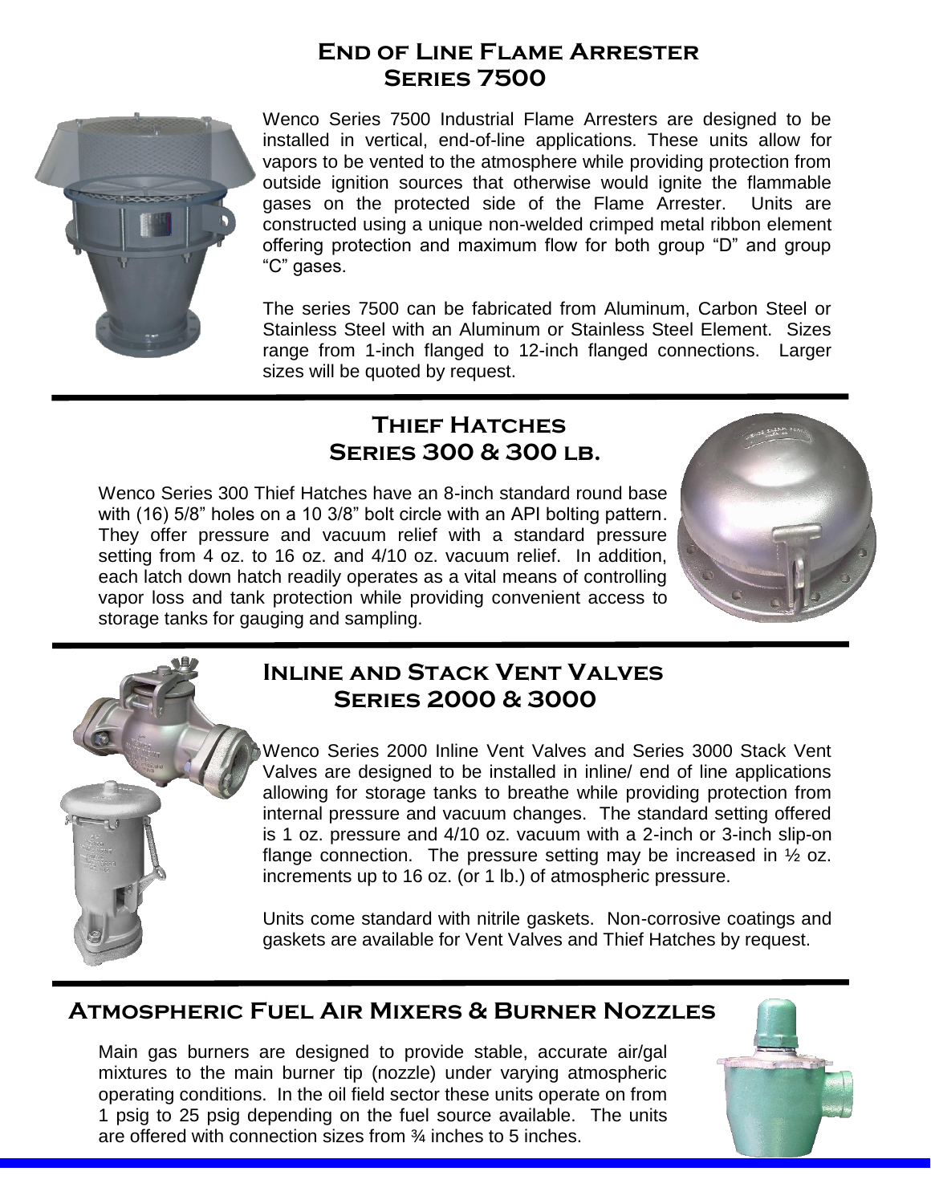## End of Line Flame Arrester
## Series 7500

Wenco Series 7500 Industrial Flame Arresters are designed to be installed in vertical, end-of-line applications. These units allow for vapors to be vented to the atmosphere while providing protection from outside ignition sources that otherwise would ignite the flammable gases on the protected side of the Flame Arrester. Units are constructed using a unique non-welded crimped metal ribbon element offering protection and maximum flow for both group "D" and group "C" gases.

The series 7500 can be fabricated from Aluminum, Carbon Steel or Stainless Steel with an Aluminum or Stainless Steel Element. Sizes range from 1-inch flanged to 12-inch flanged connections. Larger sizes will be quoted by request.

## Thief Hatches
## Series 300 & 300 lb.

Wenco Series 300 Thief Hatches have an 8-inch standard round base with (16) 5/8" holes on a 10 3/8" bolt circle with an API bolting pattern. They offer pressure and vacuum relief with a standard pressure setting from 4 oz. to 16 oz. and 4/10 oz. vacuum relief. In addition, each latch down hatch readily operates as a vital means of controlling vapor loss and tank protection while providing convenient access to storage tanks for gauging and sampling.

## Inline and Stack Vent Valves
## Series 2000 & 3000

Wenco Series 2000 Inline Vent Valves and Series 3000 Stack Vent Valves are designed to be installed in inline/ end of line applications allowing for storage tanks to breathe while providing protection from internal pressure and vacuum changes. The standard setting offered is 1 oz. pressure and 4/10 oz. vacuum with a 2-inch or 3-inch slip-on flange connection. The pressure setting may be increased in ½ oz. increments up to 16 oz. (or 1 lb.) of atmospheric pressure.

Units come standard with nitrile gaskets. Non-corrosive coatings and gaskets are available for Vent Valves and Thief Hatches by request.

## Atmospheric Fuel Air Mixers & Burner Nozzles

Main gas burners are designed to provide stable, accurate air/gal mixtures to the main burner tip (nozzle) under varying atmospheric operating conditions. In the oil field sector these units operate on from 1 psig to 25 psig depending on the fuel source available. The units are offered with connection sizes from ¾ inches to 5 inches.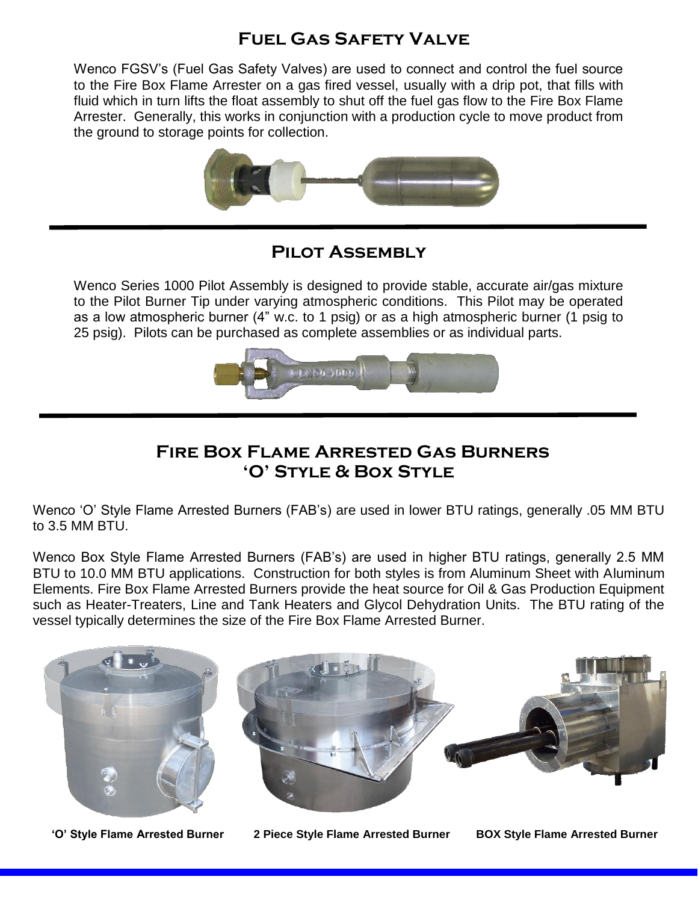## Fuel Gas Safety Valve

Wenco FGSV's (Fuel Gas Safety Valves) are used to connect and control the fuel source to the Fire Box Flame Arrester on a gas fired vessel, usually with a drip pot, that fills with fluid which in turn lifts the float assembly to shut off the fuel gas flow to the Fire Box Flame Arrester. Generally, this works in conjunction with a production cycle to move product from the ground to storage points for collection.

## Pilot Assembly

Wenco Series 1000 Pilot Assembly is designed to provide stable, accurate air/gas mixture to the Pilot Burner Tip under varying atmospheric conditions. This Pilot may be operated as a low atmospheric burner (4" w.c. to 1 psig) or as a high atmospheric burner (1 psig to 25 psig). Pilots can be purchased as complete assemblies or as individual parts.

## Fire Box Flame Arrested Gas Burners 'O' Style & Box Style

Wenco 'O' Style Flame Arrested Burners (FAB's) are used in lower BTU ratings, generally .05 MM BTU to 3.5 MM BTU.

Wenco Box Style Flame Arrested Burners (FAB's) are used in higher BTU ratings, generally 2.5 MM BTU to 10.0 MM BTU applications. Construction for both styles is from Aluminum Sheet with Aluminum Elements. Fire Box Flame Arrested Burners provide the heat source for Oil & Gas Production Equipment such as Heater-Treaters, Line and Tank Heaters and Glycol Dehydration Units. The BTU rating of the vessel typically determines the size of the Fire Box Flame Arrested Burner.

**'O' Style Flame Arrested Burner** **2 Piece Style Flame Arrested Burner** **BOX Style Flame Arrested Burner**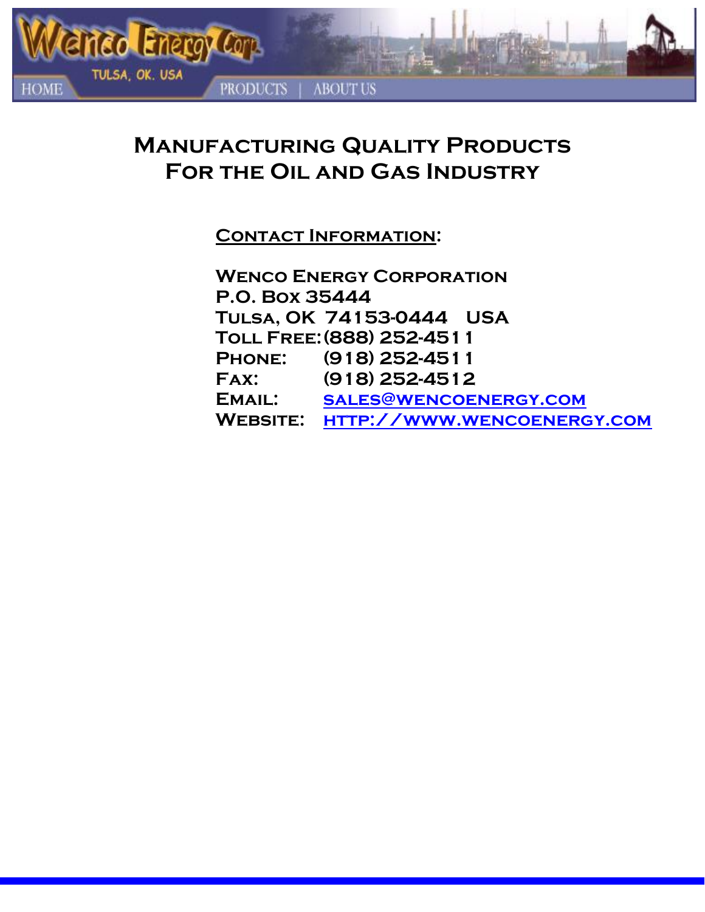Wenco Energy Corp.
TULSA, OK, USA

HOME PRODUCTS | ABOUT US

# Manufacturing Quality Products For the Oil and Gas Industry

**Contact Information:**

**Wenco Energy Corporation**
**P.O. Box 35444**
**Tulsa, OK 74153-0444 USA**

| | |
|---|---|
| **Toll Free:** | (888) 252-4511 |
| **Phone:** | (918) 252-4511 |
| **Fax:** | (918) 252-4512 |
| **Email:** | sales@wencoenergy.com |
| **Website:** | http://www.wencoenergy.com |